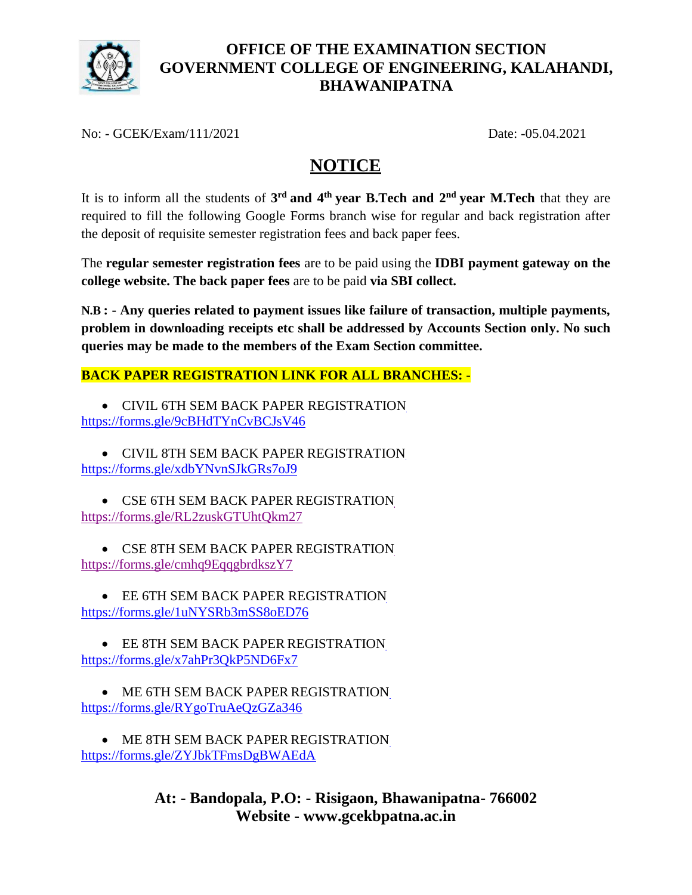# OFFICE OF THE EXAMINATION SECTION
# GOVERNMENT COLLEGE OF ENGINEERING, KALAHANDI, BHAWANIPATNA

No: - GCEK/Exam/111/2021 Date: -05.04.2021

## NOTICE

It is to inform all the students of **3rd and 4th year B.Tech and 2nd year M.Tech** that they are required to fill the following Google Forms branch wise for regular and back registration after the deposit of requisite semester registration fees and back paper fees.

The **regular semester registration fees** are to be paid using the **IDBI payment gateway on the college website. The back paper fees** are to be paid **via SBI collect.**

**N.B : - Any queries related to payment issues like failure of transaction, multiple payments, problem in downloading receipts etc shall be addressed by Accounts Section only. No such queries may be made to the members of the Exam Section committee.**

**BACK PAPER REGISTRATION LINK FOR ALL BRANCHES: -**

- CIVIL 6TH SEM BACK PAPER REGISTRATION
https://forms.gle/9cBHdTYnCvBCJsV46

- CIVIL 8TH SEM BACK PAPER REGISTRATION
https://forms.gle/xdbYNvnSJkGRs7oJ9

- CSE 6TH SEM BACK PAPER REGISTRATION
https://forms.gle/RL2zuskGTUhtQkm27

- CSE 8TH SEM BACK PAPER REGISTRATION
https://forms.gle/cmhq9EqqgbrdkszY7

- EE 6TH SEM BACK PAPER REGISTRATION
https://forms.gle/1uNYSRb3mSS8oED76

- EE 8TH SEM BACK PAPER REGISTRATION
https://forms.gle/x7ahPr3QkP5ND6Fx7

- ME 6TH SEM BACK PAPER REGISTRATION
https://forms.gle/RYgoTruAeQzGZa346

- ME 8TH SEM BACK PAPER REGISTRATION
https://forms.gle/ZYJbkTFmsDgBWAEdA

**At: - Bandopala, P.O: - Risigaon, Bhawanipatna- 766002**
**Website - www.gcekbpatna.ac.in**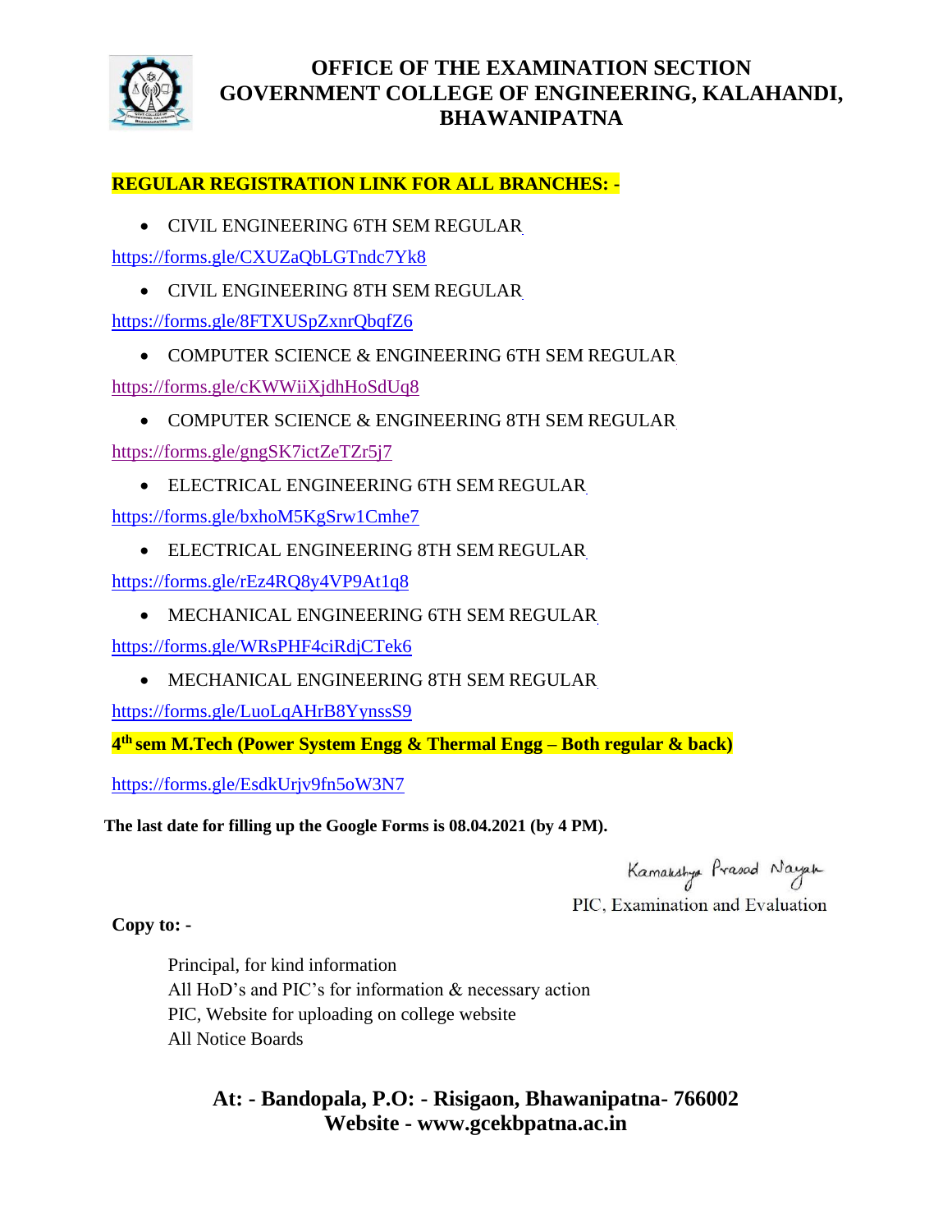# OFFICE OF THE EXAMINATION SECTION
# GOVERNMENT COLLEGE OF ENGINEERING, KALAHANDI, BHAWANIPATNA

**REGULAR REGISTRATION LINK FOR ALL BRANCHES: -**

- CIVIL ENGINEERING 6TH SEM REGULAR

https://forms.gle/CXUZaQbLGTndc7Yk8

- CIVIL ENGINEERING 8TH SEM REGULAR

https://forms.gle/8FTXUSpZxnrQbqfZ6

- COMPUTER SCIENCE & ENGINEERING 6TH SEM REGULAR

https://forms.gle/cKWWiiXjdhHoSdUq8

- COMPUTER SCIENCE & ENGINEERING 8TH SEM REGULAR

https://forms.gle/gngSK7ictZeTZr5j7

- ELECTRICAL ENGINEERING 6TH SEM REGULAR

https://forms.gle/bxhoM5KgSrw1Cmhe7

- ELECTRICAL ENGINEERING 8TH SEM REGULAR

https://forms.gle/rEz4RQ8y4VP9At1q8

- MECHANICAL ENGINEERING 6TH SEM REGULAR

https://forms.gle/WRsPHF4ciRdjCTek6

- MECHANICAL ENGINEERING 8TH SEM REGULAR

https://forms.gle/LuoLqAHrB8YynssS9

**4th sem M.Tech (Power System Engg & Thermal Engg – Both regular & back)**

https://forms.gle/EsdkUrjv9fn5oW3N7

**The last date for filling up the Google Forms is 08.04.2021 (by 4 PM).**

Kamakshya Prasad Nayak
PIC, Examination and Evaluation

**Copy to: -**

Principal, for kind information
All HoD's and PIC's for information & necessary action
PIC, Website for uploading on college website
All Notice Boards

**At: - Bandopala, P.O: - Risigaon, Bhawanipatna- 766002**
**Website - www.gcekbpatna.ac.in**